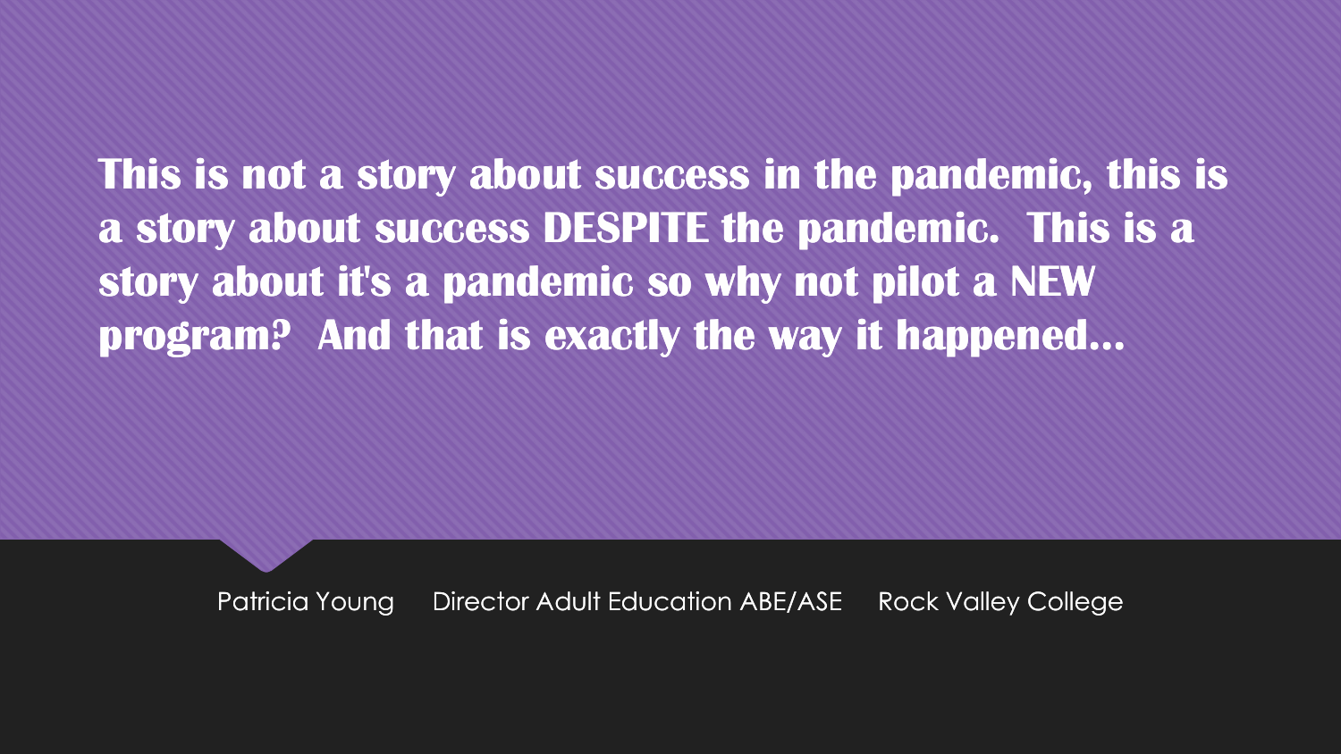**This is not a story about success in the pandemic, this is a story about success DESPITE the pandemic. This is a story about it's a pandemic so why not pilot a NEW program? And that is exactly the way it happened…**

Patricia Young     Director Adult Education ABE/ASE     Rock Valley College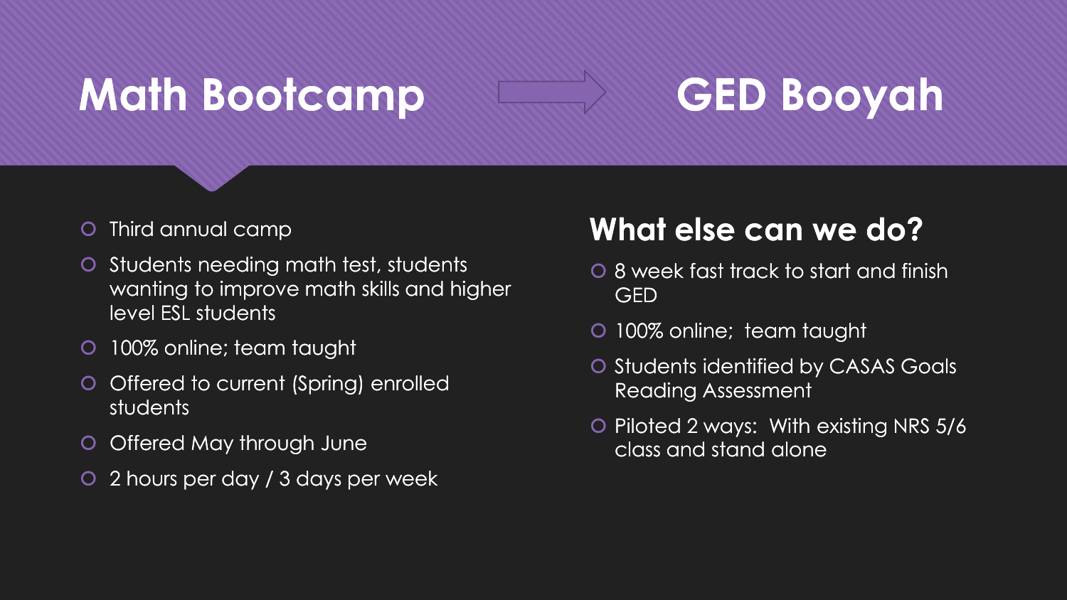# Math Bootcamp → GED Booyah

- Third annual camp
- Students needing math test, students wanting to improve math skills and higher level ESL students
- 100% online; team taught
- Offered to current (Spring) enrolled students
- Offered May through June
- 2 hours per day / 3 days per week

## What else can we do?

- 8 week fast track to start and finish GED
- 100% online; team taught
- Students identified by CASAS Goals Reading Assessment
- Piloted 2 ways: With existing NRS 5/6 class and stand alone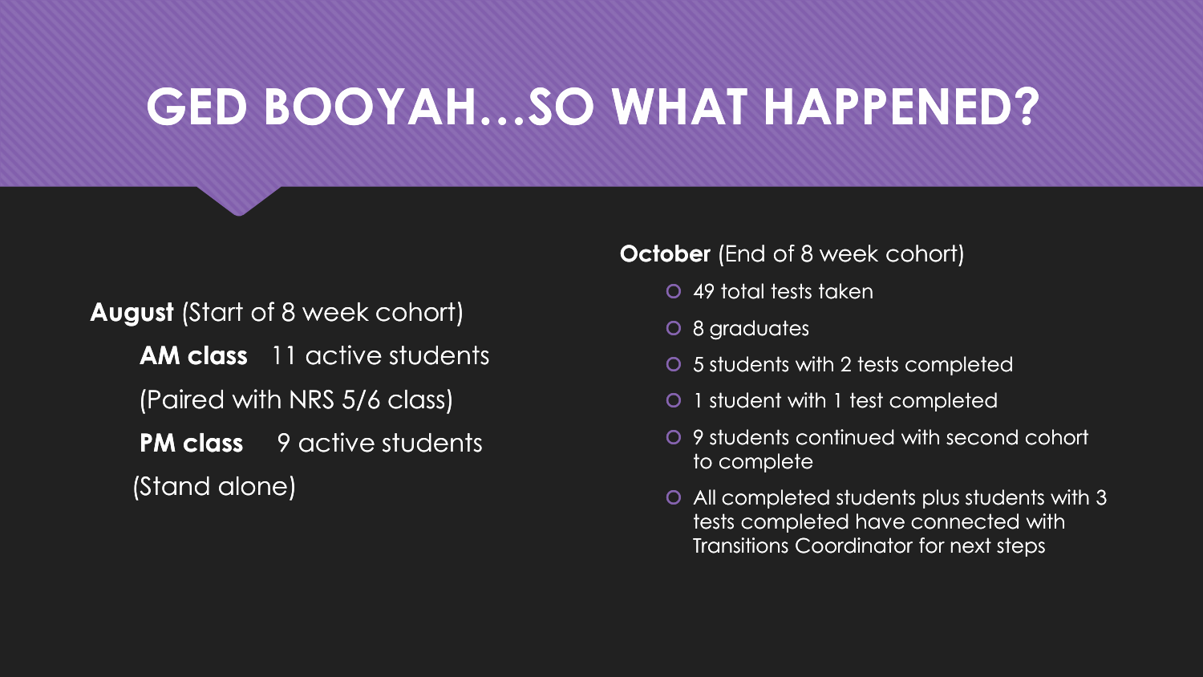# GED BOOYAH…SO WHAT HAPPENED?

**August** (Start of 8 week cohort)

**AM class** 11 active students

(Paired with NRS 5/6 class)

**PM class** 9 active students

(Stand alone)

**October** (End of 8 week cohort)

- 49 total tests taken
- 8 graduates
- 5 students with 2 tests completed
- 1 student with 1 test completed
- 9 students continued with second cohort to complete
- All completed students plus students with 3 tests completed have connected with Transitions Coordinator for next steps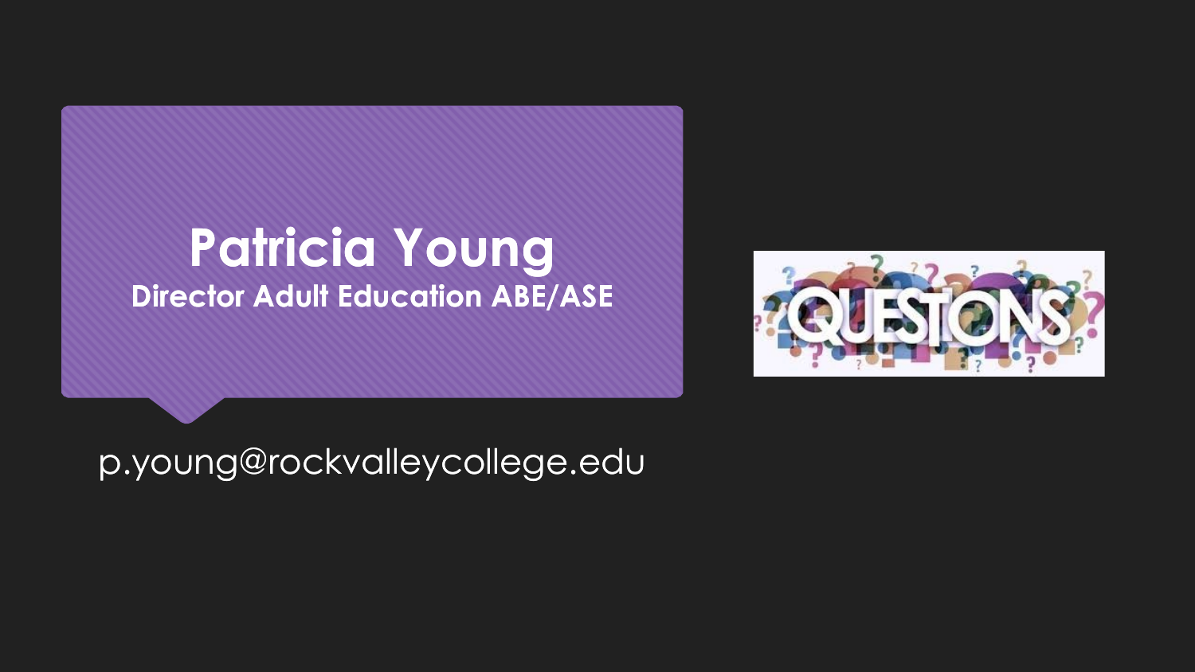# Patricia Young

**Director Adult Education ABE/ASE**

p.young@rockvalleycollege.edu

QUESTIONS